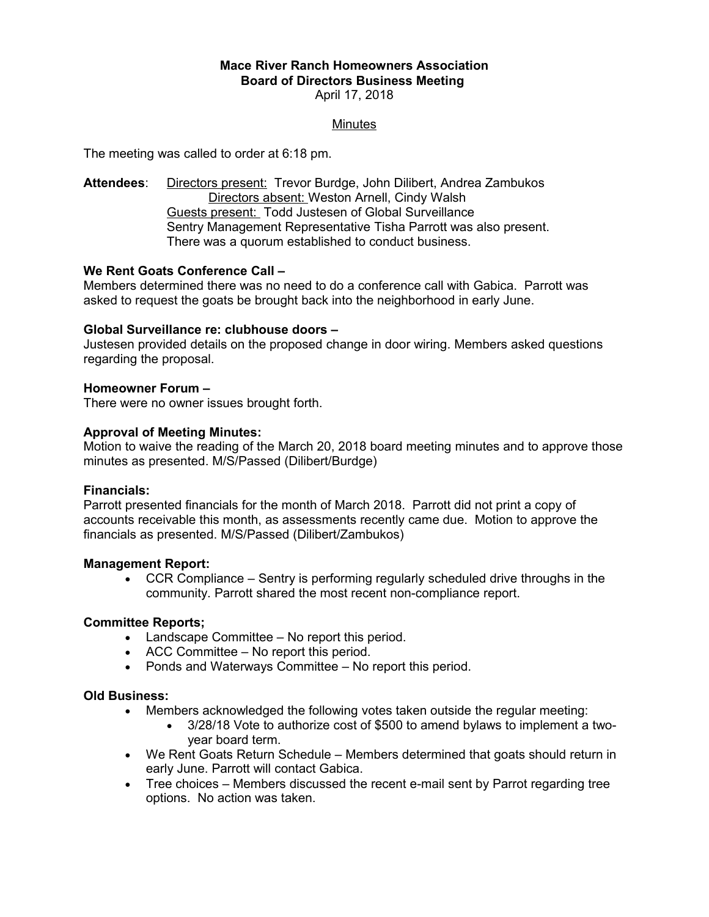**Mace River Ranch Homeowners Association**
**Board of Directors Business Meeting**
April 17, 2018

Minutes

The meeting was called to order at 6:18 pm.

**Attendees**: Directors present: Trevor Burdge, John Dilibert, Andrea Zambukos
Directors absent: Weston Arnell, Cindy Walsh
Guests present: Todd Justesen of Global Surveillance
Sentry Management Representative Tisha Parrott was also present.
There was a quorum established to conduct business.

**We Rent Goats Conference Call –**
Members determined there was no need to do a conference call with Gabica. Parrott was asked to request the goats be brought back into the neighborhood in early June.

**Global Surveillance re: clubhouse doors –**
Justesen provided details on the proposed change in door wiring. Members asked questions regarding the proposal.

**Homeowner Forum –**
There were no owner issues brought forth.

**Approval of Meeting Minutes:**
Motion to waive the reading of the March 20, 2018 board meeting minutes and to approve those minutes as presented. M/S/Passed (Dilibert/Burdge)

**Financials:**
Parrott presented financials for the month of March 2018. Parrott did not print a copy of accounts receivable this month, as assessments recently came due. Motion to approve the financials as presented. M/S/Passed (Dilibert/Zambukos)

**Management Report:**

- CCR Compliance – Sentry is performing regularly scheduled drive throughs in the community. Parrott shared the most recent non-compliance report.

**Committee Reports;**

- Landscape Committee – No report this period.
- ACC Committee – No report this period.
- Ponds and Waterways Committee – No report this period.

**Old Business:**

- Members acknowledged the following votes taken outside the regular meeting:
  - 3/28/18 Vote to authorize cost of $500 to amend bylaws to implement a two-year board term.
- We Rent Goats Return Schedule – Members determined that goats should return in early June. Parrott will contact Gabica.
- Tree choices – Members discussed the recent e-mail sent by Parrot regarding tree options. No action was taken.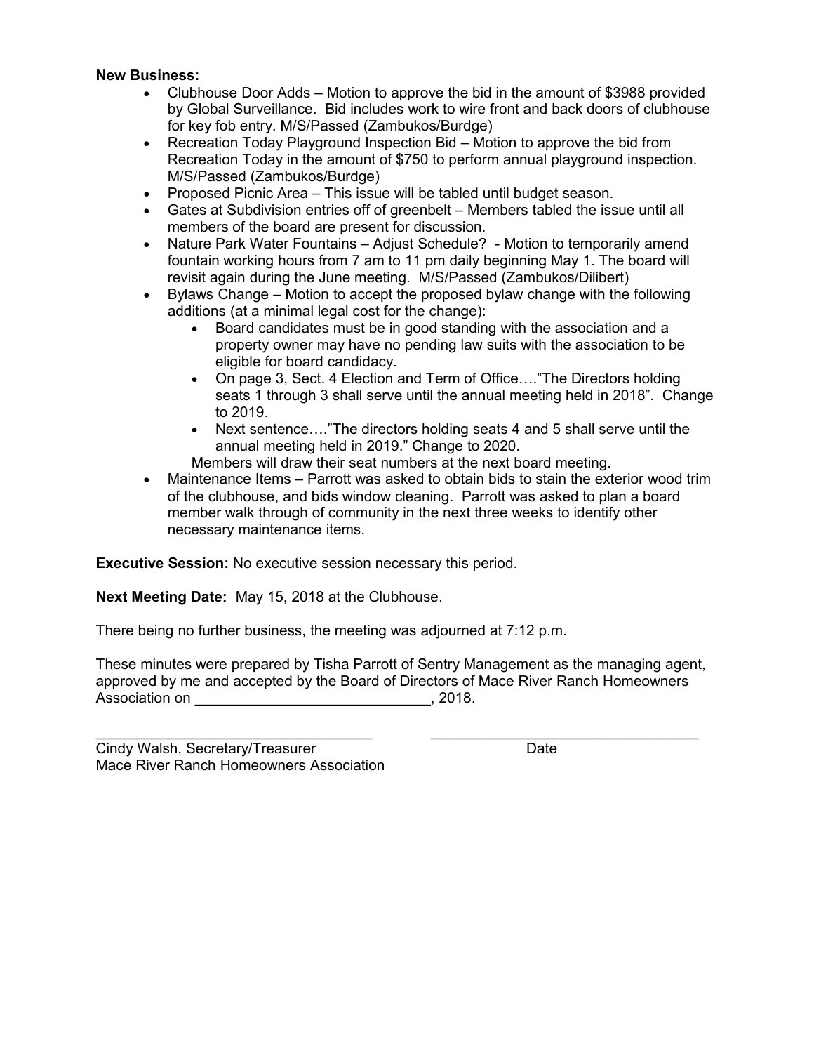**New Business:**

- Clubhouse Door Adds – Motion to approve the bid in the amount of $3988 provided by Global Surveillance. Bid includes work to wire front and back doors of clubhouse for key fob entry. M/S/Passed (Zambukos/Burdge)
- Recreation Today Playground Inspection Bid – Motion to approve the bid from Recreation Today in the amount of $750 to perform annual playground inspection. M/S/Passed (Zambukos/Burdge)
- Proposed Picnic Area – This issue will be tabled until budget season.
- Gates at Subdivision entries off of greenbelt – Members tabled the issue until all members of the board are present for discussion.
- Nature Park Water Fountains – Adjust Schedule? - Motion to temporarily amend fountain working hours from 7 am to 11 pm daily beginning May 1. The board will revisit again during the June meeting. M/S/Passed (Zambukos/Dilibert)
- Bylaws Change – Motion to accept the proposed bylaw change with the following additions (at a minimal legal cost for the change):
    - Board candidates must be in good standing with the association and a property owner may have no pending law suits with the association to be eligible for board candidacy.
    - On page 3, Sect. 4 Election and Term of Office…."The Directors holding seats 1 through 3 shall serve until the annual meeting held in 2018". Change to 2019.
    - Next sentence…."The directors holding seats 4 and 5 shall serve until the annual meeting held in 2019." Change to 2020.

  Members will draw their seat numbers at the next board meeting.
- Maintenance Items – Parrott was asked to obtain bids to stain the exterior wood trim of the clubhouse, and bids window cleaning. Parrott was asked to plan a board member walk through of community in the next three weeks to identify other necessary maintenance items.

**Executive Session:** No executive session necessary this period.

**Next Meeting Date:** May 15, 2018 at the Clubhouse.

There being no further business, the meeting was adjourned at 7:12 p.m.

These minutes were prepared by Tisha Parrott of Sentry Management as the managing agent, approved by me and accepted by the Board of Directors of Mace River Ranch Homeowners Association on ______________________________, 2018.

__________________________________ __________________________________

Cindy Walsh, Secretary/Treasurer Date

Mace River Ranch Homeowners Association